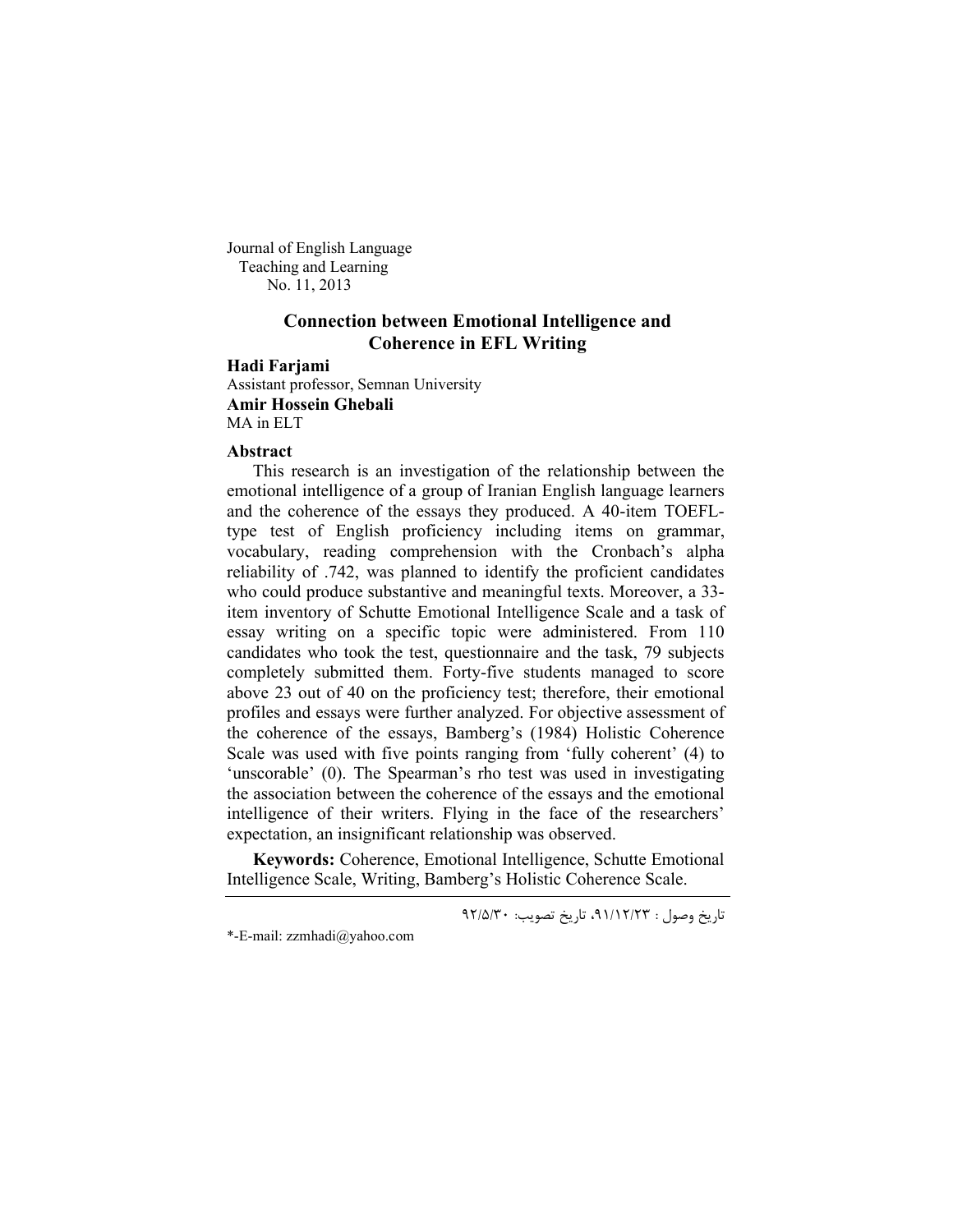Journal of English Language
Teaching and Learning
No. 11, 2013

# Connection between Emotional Intelligence and Coherence in EFL Writing

**Hadi Farjami**
Assistant professor, Semnan University
**Amir Hossein Ghebali**
MA in ELT

### Abstract

This research is an investigation of the relationship between the emotional intelligence of a group of Iranian English language learners and the coherence of the essays they produced. A 40-item TOEFL-type test of English proficiency including items on grammar, vocabulary, reading comprehension with the Cronbach's alpha reliability of .742, was planned to identify the proficient candidates who could produce substantive and meaningful texts. Moreover, a 33-item inventory of Schutte Emotional Intelligence Scale and a task of essay writing on a specific topic were administered. From 110 candidates who took the test, questionnaire and the task, 79 subjects completely submitted them. Forty-five students managed to score above 23 out of 40 on the proficiency test; therefore, their emotional profiles and essays were further analyzed. For objective assessment of the coherence of the essays, Bamberg's (1984) Holistic Coherence Scale was used with five points ranging from 'fully coherent' (4) to 'unscorable' (0). The Spearman's rho test was used in investigating the association between the coherence of the essays and the emotional intelligence of their writers. Flying in the face of the researchers' expectation, an insignificant relationship was observed.

**Keywords:** Coherence, Emotional Intelligence, Schutte Emotional Intelligence Scale, Writing, Bamberg's Holistic Coherence Scale.

---

تاریخ وصول : ۹۱/۱۲/۲۳، تاریخ تصویب: ۹۲/۵/۳۰

*-E-mail: zzmhadi@yahoo.com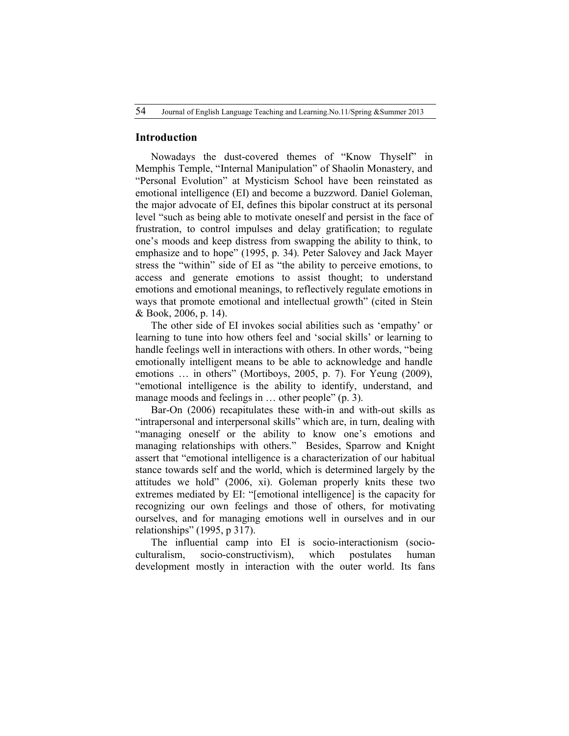## Introduction

Nowadays the dust-covered themes of "Know Thyself" in Memphis Temple, "Internal Manipulation" of Shaolin Monastery, and "Personal Evolution" at Mysticism School have been reinstated as emotional intelligence (EI) and become a buzzword. Daniel Goleman, the major advocate of EI, defines this bipolar construct at its personal level "such as being able to motivate oneself and persist in the face of frustration, to control impulses and delay gratification; to regulate one's moods and keep distress from swapping the ability to think, to emphasize and to hope" (1995, p. 34). Peter Salovey and Jack Mayer stress the "within" side of EI as "the ability to perceive emotions, to access and generate emotions to assist thought; to understand emotions and emotional meanings, to reflectively regulate emotions in ways that promote emotional and intellectual growth" (cited in Stein & Book, 2006, p. 14).

The other side of EI invokes social abilities such as 'empathy' or learning to tune into how others feel and 'social skills' or learning to handle feelings well in interactions with others. In other words, "being emotionally intelligent means to be able to acknowledge and handle emotions … in others" (Mortiboys, 2005, p. 7). For Yeung (2009), "emotional intelligence is the ability to identify, understand, and manage moods and feelings in … other people" (p. 3).

Bar-On (2006) recapitulates these with-in and with-out skills as "intrapersonal and interpersonal skills" which are, in turn, dealing with "managing oneself or the ability to know one's emotions and managing relationships with others." Besides, Sparrow and Knight assert that "emotional intelligence is a characterization of our habitual stance towards self and the world, which is determined largely by the attitudes we hold" (2006, xi). Goleman properly knits these two extremes mediated by EI: "[emotional intelligence] is the capacity for recognizing our own feelings and those of others, for motivating ourselves, and for managing emotions well in ourselves and in our relationships" (1995, p 317).

The influential camp into EI is socio-interactionism (socio-culturalism, socio-constructivism), which postulates human development mostly in interaction with the outer world. Its fans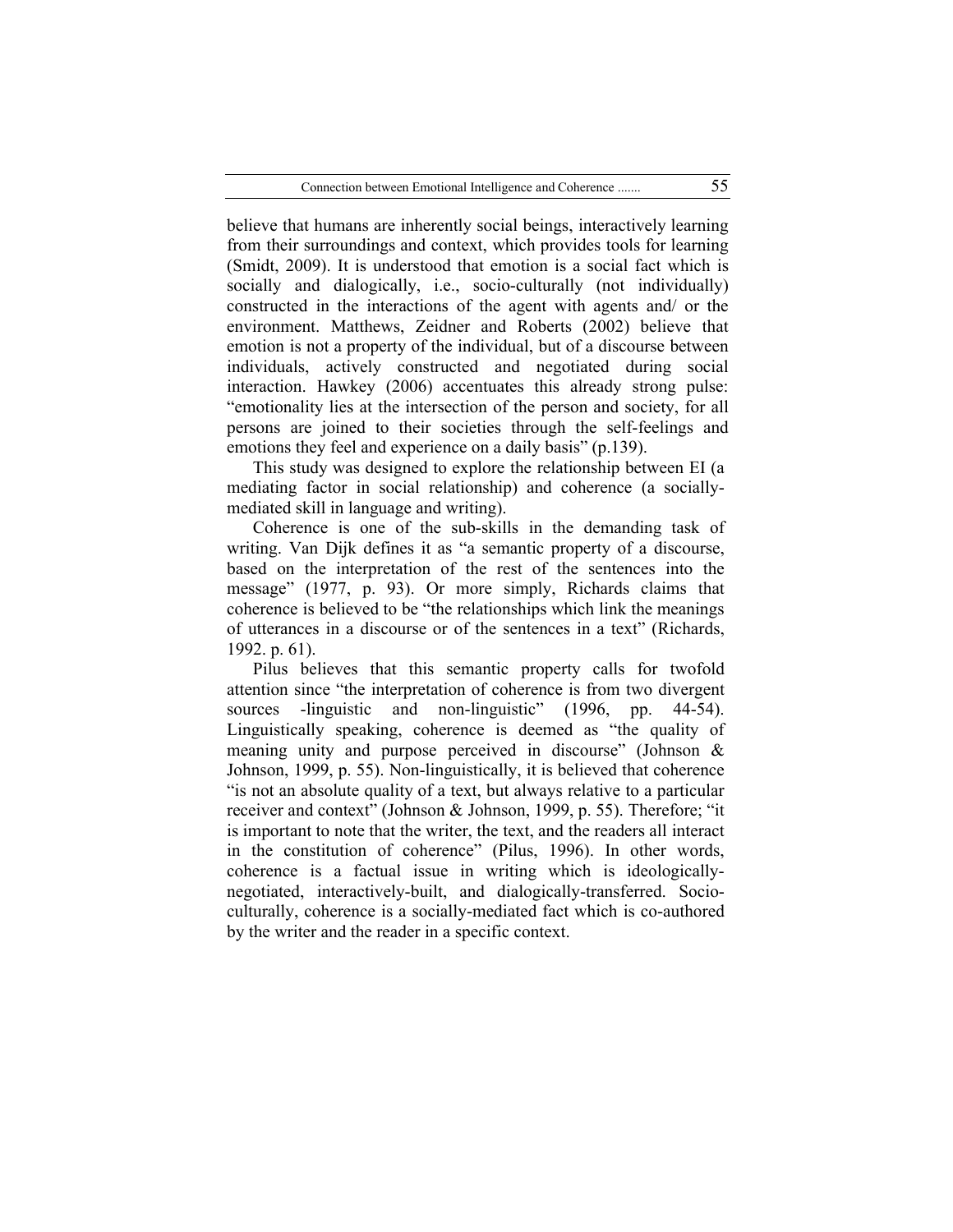believe that humans are inherently social beings, interactively learning from their surroundings and context, which provides tools for learning (Smidt, 2009). It is understood that emotion is a social fact which is socially and dialogically, i.e., socio-culturally (not individually) constructed in the interactions of the agent with agents and/ or the environment. Matthews, Zeidner and Roberts (2002) believe that emotion is not a property of the individual, but of a discourse between individuals, actively constructed and negotiated during social interaction. Hawkey (2006) accentuates this already strong pulse: "emotionality lies at the intersection of the person and society, for all persons are joined to their societies through the self-feelings and emotions they feel and experience on a daily basis" (p.139).

This study was designed to explore the relationship between EI (a mediating factor in social relationship) and coherence (a socially-mediated skill in language and writing).

Coherence is one of the sub-skills in the demanding task of writing. Van Dijk defines it as "a semantic property of a discourse, based on the interpretation of the rest of the sentences into the message" (1977, p. 93). Or more simply, Richards claims that coherence is believed to be "the relationships which link the meanings of utterances in a discourse or of the sentences in a text" (Richards, 1992. p. 61).

Pilus believes that this semantic property calls for twofold attention since "the interpretation of coherence is from two divergent sources -linguistic and non-linguistic" (1996, pp. 44-54). Linguistically speaking, coherence is deemed as "the quality of meaning unity and purpose perceived in discourse" (Johnson & Johnson, 1999, p. 55). Non-linguistically, it is believed that coherence "is not an absolute quality of a text, but always relative to a particular receiver and context" (Johnson & Johnson, 1999, p. 55). Therefore; "it is important to note that the writer, the text, and the readers all interact in the constitution of coherence" (Pilus, 1996). In other words, coherence is a factual issue in writing which is ideologically-negotiated, interactively-built, and dialogically-transferred. Socio-culturally, coherence is a socially-mediated fact which is co-authored by the writer and the reader in a specific context.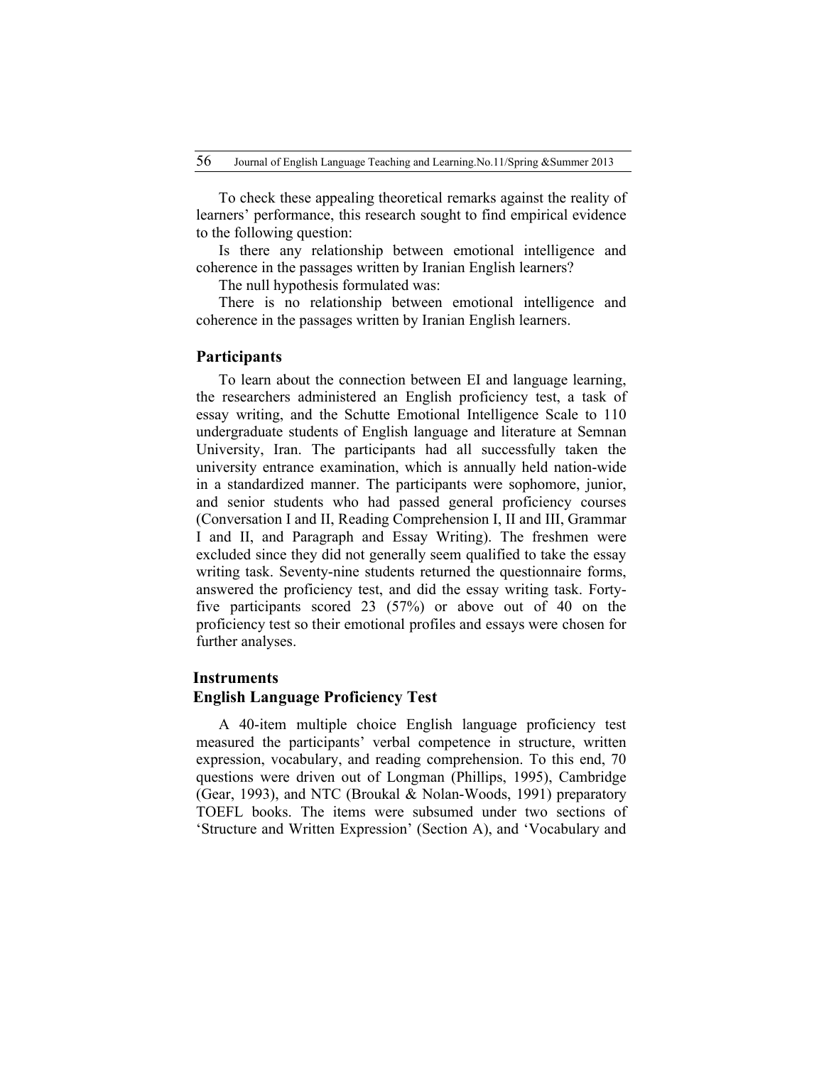To check these appealing theoretical remarks against the reality of learners' performance, this research sought to find empirical evidence to the following question:

Is there any relationship between emotional intelligence and coherence in the passages written by Iranian English learners?

The null hypothesis formulated was:

There is no relationship between emotional intelligence and coherence in the passages written by Iranian English learners.

## Participants

To learn about the connection between EI and language learning, the researchers administered an English proficiency test, a task of essay writing, and the Schutte Emotional Intelligence Scale to 110 undergraduate students of English language and literature at Semnan University, Iran. The participants had all successfully taken the university entrance examination, which is annually held nation-wide in a standardized manner. The participants were sophomore, junior, and senior students who had passed general proficiency courses (Conversation I and II, Reading Comprehension I, II and III, Grammar I and II, and Paragraph and Essay Writing). The freshmen were excluded since they did not generally seem qualified to take the essay writing task. Seventy-nine students returned the questionnaire forms, answered the proficiency test, and did the essay writing task. Forty-five participants scored 23 (57%) or above out of 40 on the proficiency test so their emotional profiles and essays were chosen for further analyses.

## Instruments

### English Language Proficiency Test

A 40-item multiple choice English language proficiency test measured the participants' verbal competence in structure, written expression, vocabulary, and reading comprehension. To this end, 70 questions were driven out of Longman (Phillips, 1995), Cambridge (Gear, 1993), and NTC (Broukal & Nolan-Woods, 1991) preparatory TOEFL books. The items were subsumed under two sections of 'Structure and Written Expression' (Section A), and 'Vocabulary and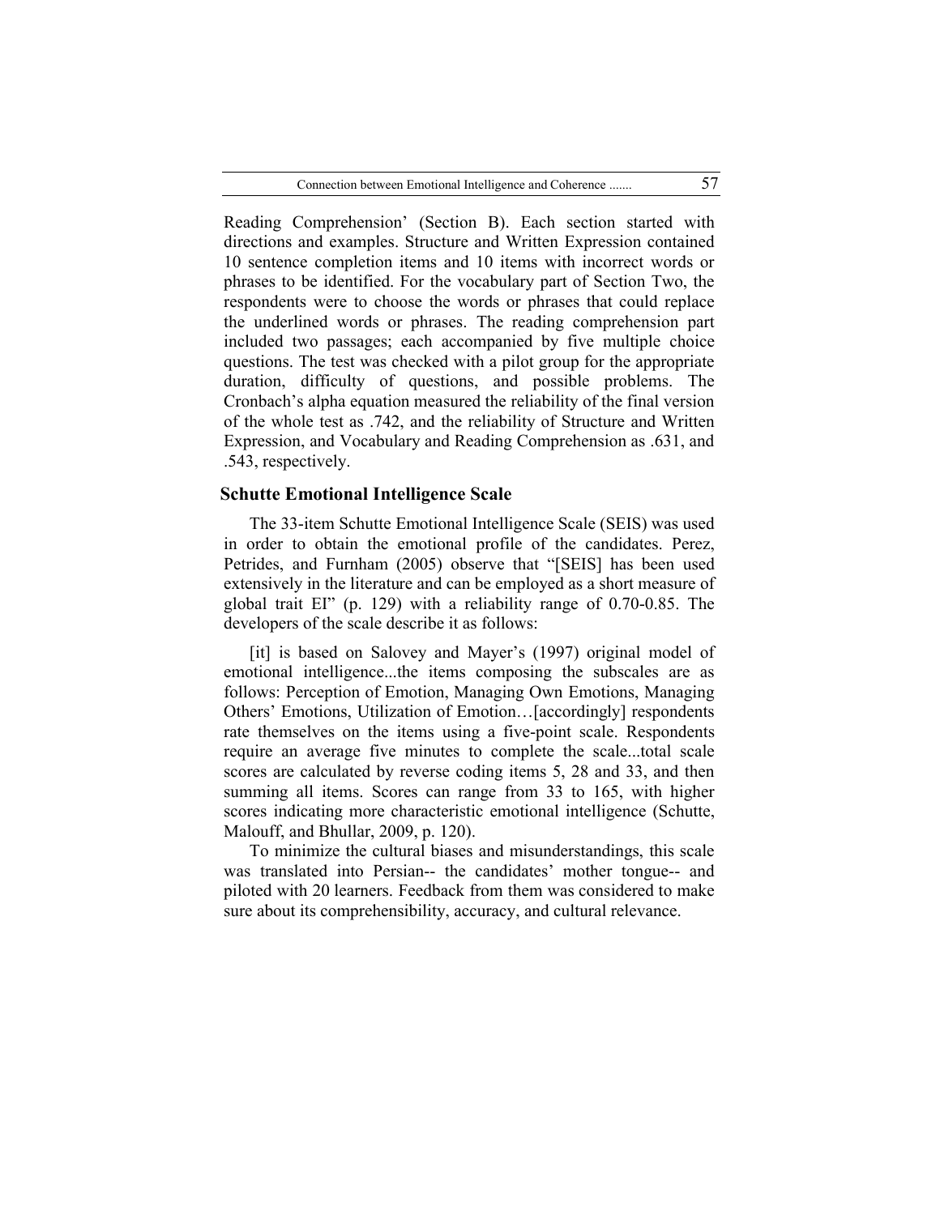Reading Comprehension' (Section B). Each section started with directions and examples. Structure and Written Expression contained 10 sentence completion items and 10 items with incorrect words or phrases to be identified. For the vocabulary part of Section Two, the respondents were to choose the words or phrases that could replace the underlined words or phrases. The reading comprehension part included two passages; each accompanied by five multiple choice questions. The test was checked with a pilot group for the appropriate duration, difficulty of questions, and possible problems. The Cronbach's alpha equation measured the reliability of the final version of the whole test as .742, and the reliability of Structure and Written Expression, and Vocabulary and Reading Comprehension as .631, and .543, respectively.

### Schutte Emotional Intelligence Scale

The 33-item Schutte Emotional Intelligence Scale (SEIS) was used in order to obtain the emotional profile of the candidates. Perez, Petrides, and Furnham (2005) observe that "[SEIS] has been used extensively in the literature and can be employed as a short measure of global trait EI" (p. 129) with a reliability range of 0.70-0.85. The developers of the scale describe it as follows:

> [it] is based on Salovey and Mayer's (1997) original model of emotional intelligence...the items composing the subscales are as follows: Perception of Emotion, Managing Own Emotions, Managing Others' Emotions, Utilization of Emotion…[accordingly] respondents rate themselves on the items using a five-point scale. Respondents require an average five minutes to complete the scale...total scale scores are calculated by reverse coding items 5, 28 and 33, and then summing all items. Scores can range from 33 to 165, with higher scores indicating more characteristic emotional intelligence (Schutte, Malouff, and Bhullar, 2009, p. 120).

To minimize the cultural biases and misunderstandings, this scale was translated into Persian-- the candidates' mother tongue-- and piloted with 20 learners. Feedback from them was considered to make sure about its comprehensibility, accuracy, and cultural relevance.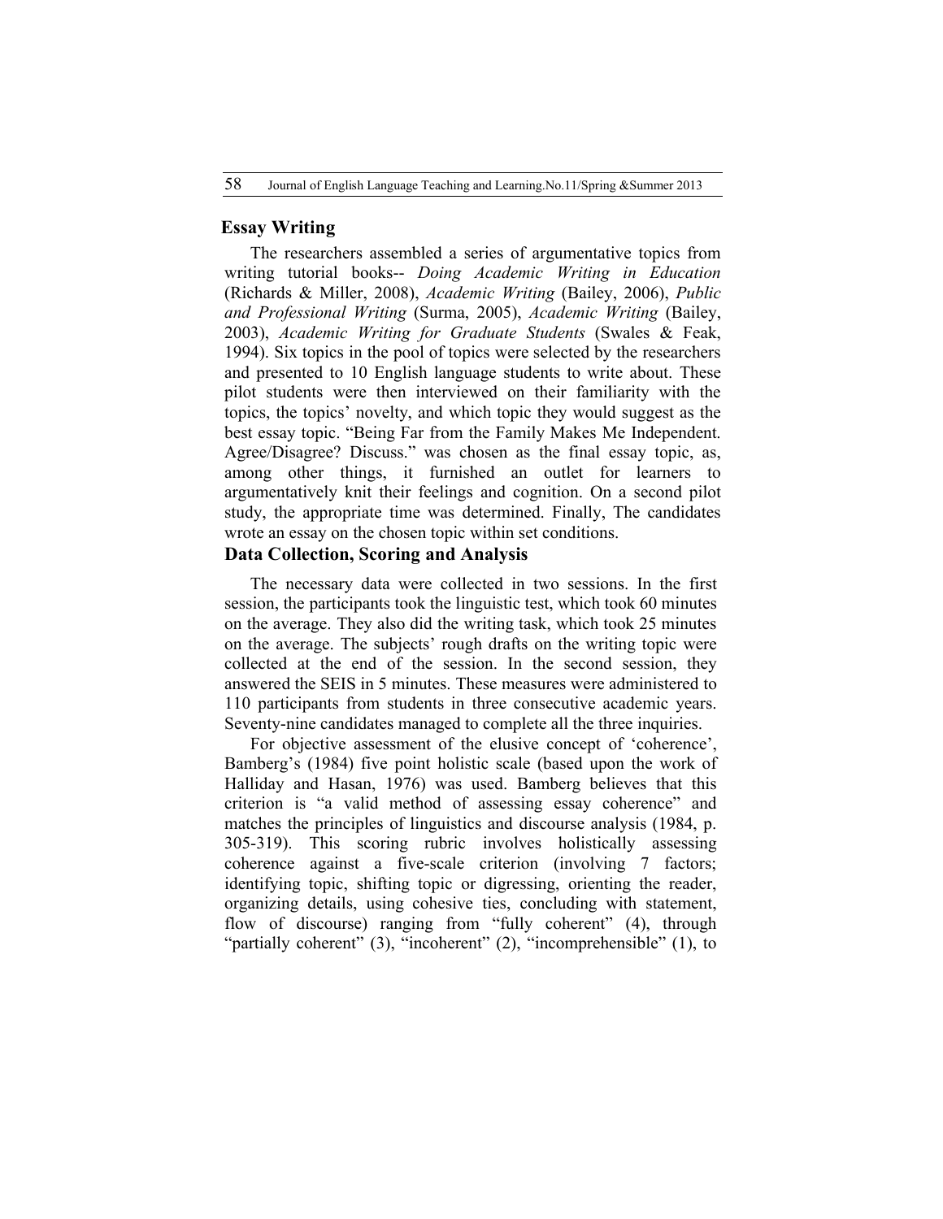## Essay Writing

The researchers assembled a series of argumentative topics from writing tutorial books-- *Doing Academic Writing in Education* (Richards & Miller, 2008), *Academic Writing* (Bailey, 2006), *Public and Professional Writing* (Surma, 2005), *Academic Writing* (Bailey, 2003), *Academic Writing for Graduate Students* (Swales & Feak, 1994). Six topics in the pool of topics were selected by the researchers and presented to 10 English language students to write about. These pilot students were then interviewed on their familiarity with the topics, the topics' novelty, and which topic they would suggest as the best essay topic. "Being Far from the Family Makes Me Independent. Agree/Disagree? Discuss." was chosen as the final essay topic, as, among other things, it furnished an outlet for learners to argumentatively knit their feelings and cognition. On a second pilot study, the appropriate time was determined. Finally, The candidates wrote an essay on the chosen topic within set conditions.

## Data Collection, Scoring and Analysis

The necessary data were collected in two sessions. In the first session, the participants took the linguistic test, which took 60 minutes on the average. They also did the writing task, which took 25 minutes on the average. The subjects' rough drafts on the writing topic were collected at the end of the session. In the second session, they answered the SEIS in 5 minutes. These measures were administered to 110 participants from students in three consecutive academic years. Seventy-nine candidates managed to complete all the three inquiries.

For objective assessment of the elusive concept of 'coherence', Bamberg's (1984) five point holistic scale (based upon the work of Halliday and Hasan, 1976) was used. Bamberg believes that this criterion is "a valid method of assessing essay coherence" and matches the principles of linguistics and discourse analysis (1984, p. 305-319). This scoring rubric involves holistically assessing coherence against a five-scale criterion (involving 7 factors; identifying topic, shifting topic or digressing, orienting the reader, organizing details, using cohesive ties, concluding with statement, flow of discourse) ranging from "fully coherent" (4), through "partially coherent" (3), "incoherent" (2), "incomprehensible" (1), to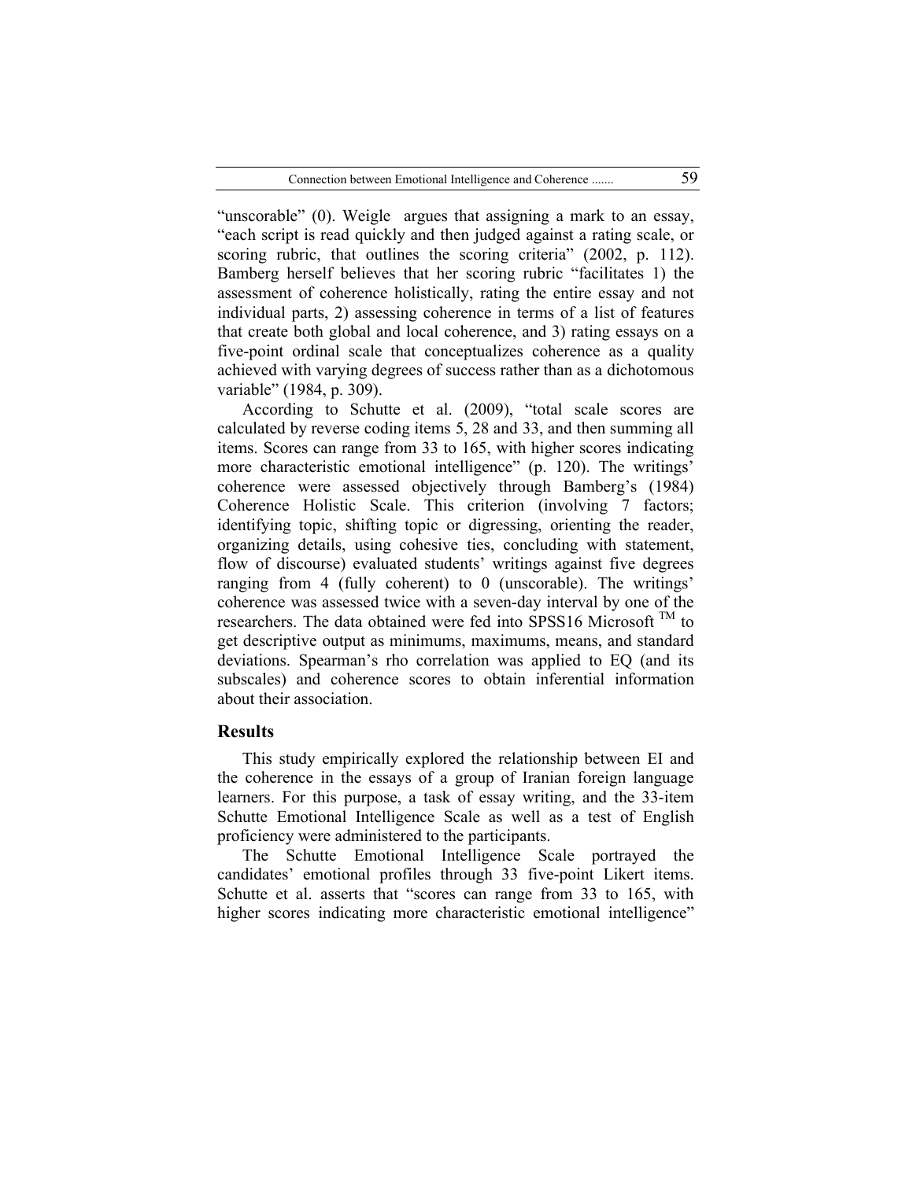"unscorable" (0). Weigle argues that assigning a mark to an essay, "each script is read quickly and then judged against a rating scale, or scoring rubric, that outlines the scoring criteria" (2002, p. 112). Bamberg herself believes that her scoring rubric "facilitates 1) the assessment of coherence holistically, rating the entire essay and not individual parts, 2) assessing coherence in terms of a list of features that create both global and local coherence, and 3) rating essays on a five-point ordinal scale that conceptualizes coherence as a quality achieved with varying degrees of success rather than as a dichotomous variable" (1984, p. 309).

According to Schutte et al. (2009), "total scale scores are calculated by reverse coding items 5, 28 and 33, and then summing all items. Scores can range from 33 to 165, with higher scores indicating more characteristic emotional intelligence" (p. 120). The writings' coherence were assessed objectively through Bamberg's (1984) Coherence Holistic Scale. This criterion (involving 7 factors; identifying topic, shifting topic or digressing, orienting the reader, organizing details, using cohesive ties, concluding with statement, flow of discourse) evaluated students' writings against five degrees ranging from 4 (fully coherent) to 0 (unscorable). The writings' coherence was assessed twice with a seven-day interval by one of the researchers. The data obtained were fed into SPSS16 Microsoft ™ to get descriptive output as minimums, maximums, means, and standard deviations. Spearman's rho correlation was applied to EQ (and its subscales) and coherence scores to obtain inferential information about their association.

## Results

This study empirically explored the relationship between EI and the coherence in the essays of a group of Iranian foreign language learners. For this purpose, a task of essay writing, and the 33-item Schutte Emotional Intelligence Scale as well as a test of English proficiency were administered to the participants.

The Schutte Emotional Intelligence Scale portrayed the candidates' emotional profiles through 33 five-point Likert items. Schutte et al. asserts that "scores can range from 33 to 165, with higher scores indicating more characteristic emotional intelligence"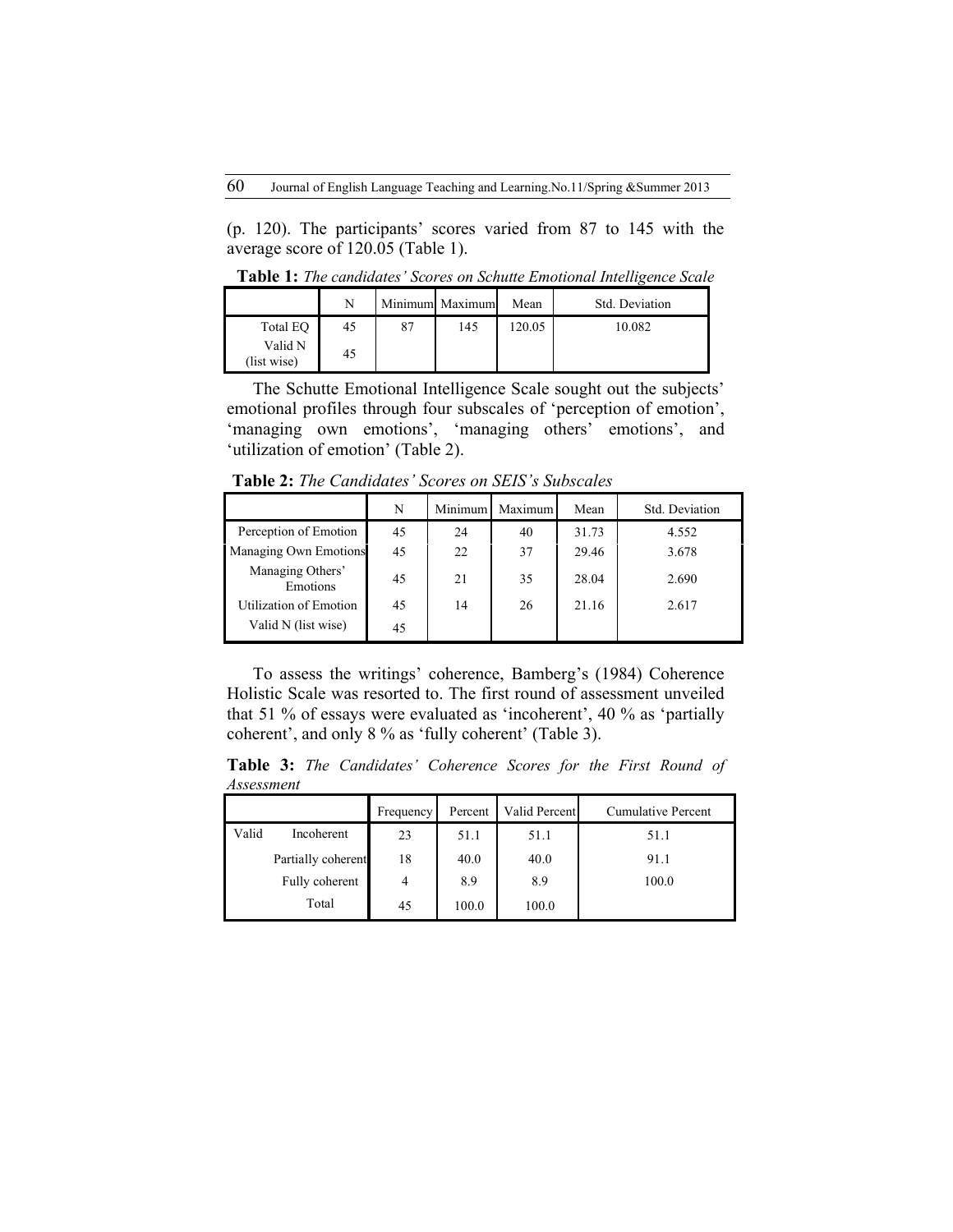(p. 120). The participants' scores varied from 87 to 145 with the average score of 120.05 (Table 1).

**Table 1:** *The candidates' Scores on Schutte Emotional Intelligence Scale*

| | N | Minimum | Maximum | Mean | Std. Deviation |
|---|---|---|---|---|---|
| Total EQ | 45 | 87 | 145 | 120.05 | 10.082 |
| Valid N (list wise) | 45 | | | | |

The Schutte Emotional Intelligence Scale sought out the subjects' emotional profiles through four subscales of 'perception of emotion', 'managing own emotions', 'managing others' emotions', and 'utilization of emotion' (Table 2).

**Table 2:** *The Candidates' Scores on SEIS's Subscales*

| | N | Minimum | Maximum | Mean | Std. Deviation |
|---|---|---|---|---|---|
| Perception of Emotion | 45 | 24 | 40 | 31.73 | 4.552 |
| Managing Own Emotions | 45 | 22 | 37 | 29.46 | 3.678 |
| Managing Others' Emotions | 45 | 21 | 35 | 28.04 | 2.690 |
| Utilization of Emotion | 45 | 14 | 26 | 21.16 | 2.617 |
| Valid N (list wise) | 45 | | | | |

To assess the writings' coherence, Bamberg's (1984) Coherence Holistic Scale was resorted to. The first round of assessment unveiled that 51 % of essays were evaluated as 'incoherent', 40 % as 'partially coherent', and only 8 % as 'fully coherent' (Table 3).

**Table 3:** *The Candidates' Coherence Scores for the First Round of Assessment*

| | | Frequency | Percent | Valid Percent | Cumulative Percent |
|---|---|---|---|---|---|
| Valid | Incoherent | 23 | 51.1 | 51.1 | 51.1 |
| | Partially coherent | 18 | 40.0 | 40.0 | 91.1 |
| | Fully coherent | 4 | 8.9 | 8.9 | 100.0 |
| | Total | 45 | 100.0 | 100.0 | |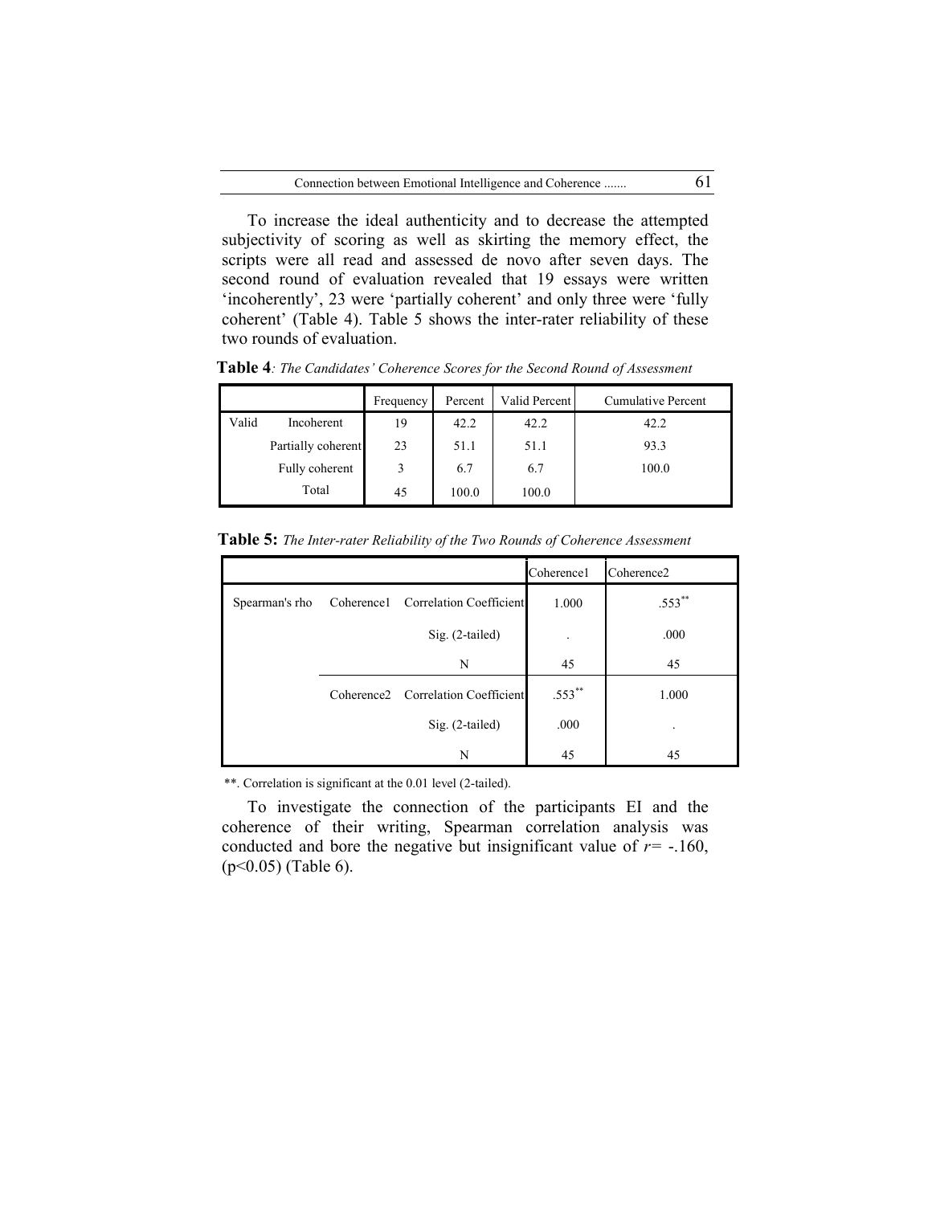To increase the ideal authenticity and to decrease the attempted subjectivity of scoring as well as skirting the memory effect, the scripts were all read and assessed de novo after seven days. The second round of evaluation revealed that 19 essays were written 'incoherently', 23 were 'partially coherent' and only three were 'fully coherent' (Table 4). Table 5 shows the inter-rater reliability of these two rounds of evaluation.

**Table 4***: The Candidates' Coherence Scores for the Second Round of Assessment*

| | | Frequency | Percent | Valid Percent | Cumulative Percent |
|---|---|---|---|---|---|
| Valid | Incoherent | 19 | 42.2 | 42.2 | 42.2 |
| | Partially coherent | 23 | 51.1 | 51.1 | 93.3 |
| | Fully coherent | 3 | 6.7 | 6.7 | 100.0 |
| | Total | 45 | 100.0 | 100.0 | |

**Table 5:** *The Inter-rater Reliability of the Two Rounds of Coherence Assessment*

| | | | Coherence1 | Coherence2 |
|---|---|---|---|---|
| Spearman's rho | Coherence1 | Correlation Coefficient | 1.000 | .553** |
| | | Sig. (2-tailed) | . | .000 |
| | | N | 45 | 45 |
| | Coherence2 | Correlation Coefficient | .553** | 1.000 |
| | | Sig. (2-tailed) | .000 | . |
| | | N | 45 | 45 |

**. Correlation is significant at the 0.01 level (2-tailed).

To investigate the connection of the participants EI and the coherence of their writing, Spearman correlation analysis was conducted and bore the negative but insignificant value of $r = -.160$, ($p<0.05$) (Table 6).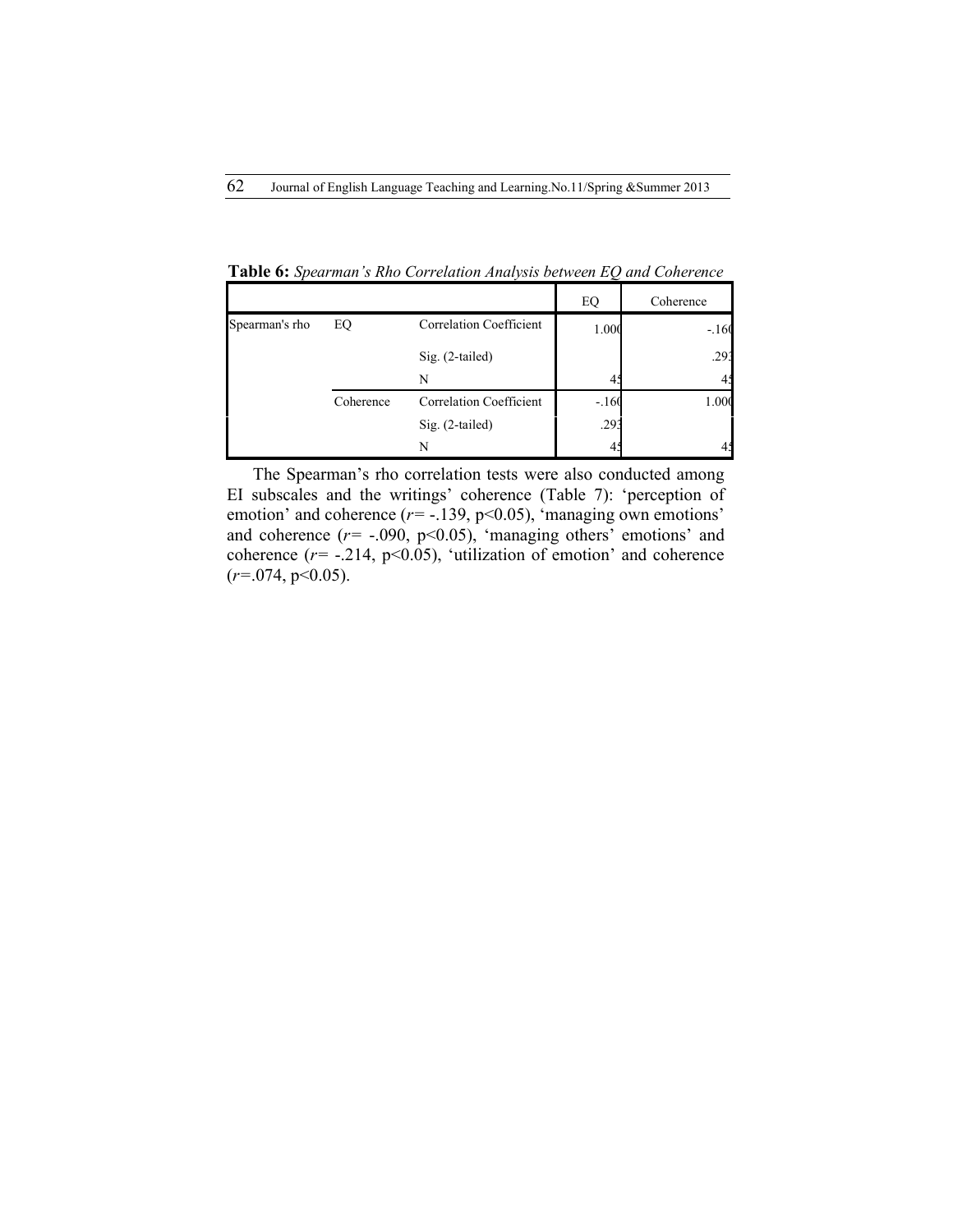**Table 6:** *Spearman's Rho Correlation Analysis between EQ and Coherence*

| | | | EQ | Coherence |
|---|---|---|---|---|
| Spearman's rho | EQ | Correlation Coefficient | 1.000 | -.160 |
| | | Sig. (2-tailed) | | .293 |
| | | N | 45 | 45 |
| | Coherence | Correlation Coefficient | -.160 | 1.000 |
| | | Sig. (2-tailed) | .293 | |
| | | N | 45 | 45 |

The Spearman's rho correlation tests were also conducted among EI subscales and the writings' coherence (Table 7): 'perception of emotion' and coherence ($r$= -.139, $p<0.05$), 'managing own emotions' and coherence ($r$= -.090, $p<0.05$), 'managing others' emotions' and coherence ($r$= -.214, $p<0.05$), 'utilization of emotion' and coherence ($r$=.074, $p<0.05$).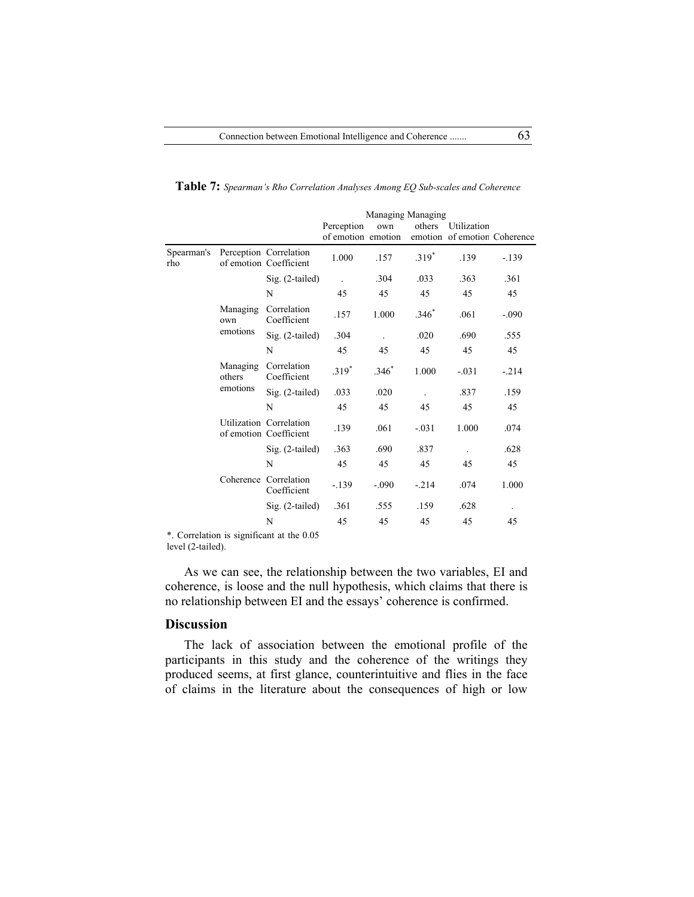**Table 7:** *Spearman's Rho Correlation Analyses Among EQ Sub-scales and Coherence*

| | | | Perception of emotion | Managing own emotion | Managing others emotion | Utilization of emotion | Coherence |
|---|---|---|---|---|---|---|---|
| Spearman's rho | Perception of emotion | Correlation Coefficient | 1.000 | .157 | .319* | .139 | -.139 |
| | | Sig. (2-tailed) | . | .304 | .033 | .363 | .361 |
| | | N | 45 | 45 | 45 | 45 | 45 |
| | Managing own emotions | Correlation Coefficient | .157 | 1.000 | .346* | .061 | -.090 |
| | | Sig. (2-tailed) | .304 | . | .020 | .690 | .555 |
| | | N | 45 | 45 | 45 | 45 | 45 |
| | Managing others emotions | Correlation Coefficient | .319* | .346* | 1.000 | -.031 | -.214 |
| | | Sig. (2-tailed) | .033 | .020 | . | .837 | .159 |
| | | N | 45 | 45 | 45 | 45 | 45 |
| | Utilization of emotion | Correlation Coefficient | .139 | .061 | -.031 | 1.000 | .074 |
| | | Sig. (2-tailed) | .363 | .690 | .837 | . | .628 |
| | | N | 45 | 45 | 45 | 45 | 45 |
| | Coherence | Correlation Coefficient | -.139 | -.090 | -.214 | .074 | 1.000 |
| | | Sig. (2-tailed) | .361 | .555 | .159 | .628 | . |
| | | N | 45 | 45 | 45 | 45 | 45 |

*. Correlation is significant at the 0.05 level (2-tailed).

As we can see, the relationship between the two variables, EI and coherence, is loose and the null hypothesis, which claims that there is no relationship between EI and the essays' coherence is confirmed.

## Discussion

The lack of association between the emotional profile of the participants in this study and the coherence of the writings they produced seems, at first glance, counterintuitive and flies in the face of claims in the literature about the consequences of high or low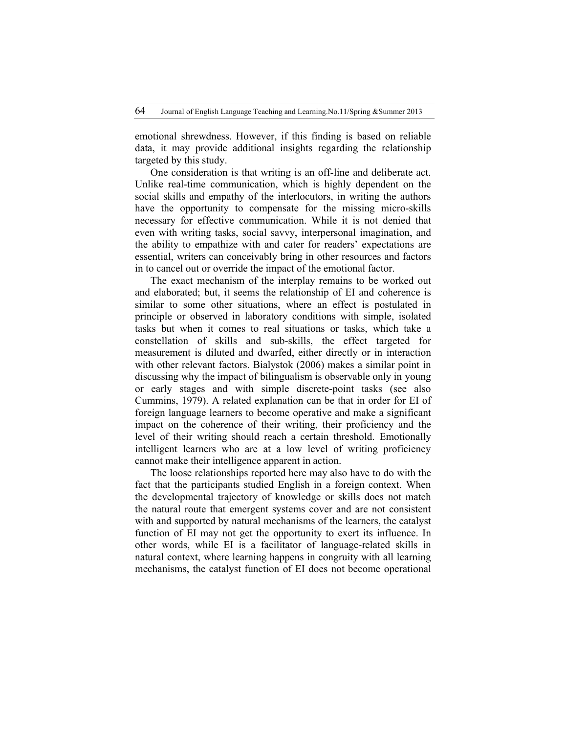emotional shrewdness. However, if this finding is based on reliable data, it may provide additional insights regarding the relationship targeted by this study.

One consideration is that writing is an off-line and deliberate act. Unlike real-time communication, which is highly dependent on the social skills and empathy of the interlocutors, in writing the authors have the opportunity to compensate for the missing micro-skills necessary for effective communication. While it is not denied that even with writing tasks, social savvy, interpersonal imagination, and the ability to empathize with and cater for readers' expectations are essential, writers can conceivably bring in other resources and factors in to cancel out or override the impact of the emotional factor.

The exact mechanism of the interplay remains to be worked out and elaborated; but, it seems the relationship of EI and coherence is similar to some other situations, where an effect is postulated in principle or observed in laboratory conditions with simple, isolated tasks but when it comes to real situations or tasks, which take a constellation of skills and sub-skills, the effect targeted for measurement is diluted and dwarfed, either directly or in interaction with other relevant factors. Bialystok (2006) makes a similar point in discussing why the impact of bilingualism is observable only in young or early stages and with simple discrete-point tasks (see also Cummins, 1979). A related explanation can be that in order for EI of foreign language learners to become operative and make a significant impact on the coherence of their writing, their proficiency and the level of their writing should reach a certain threshold. Emotionally intelligent learners who are at a low level of writing proficiency cannot make their intelligence apparent in action.

The loose relationships reported here may also have to do with the fact that the participants studied English in a foreign context. When the developmental trajectory of knowledge or skills does not match the natural route that emergent systems cover and are not consistent with and supported by natural mechanisms of the learners, the catalyst function of EI may not get the opportunity to exert its influence. In other words, while EI is a facilitator of language-related skills in natural context, where learning happens in congruity with all learning mechanisms, the catalyst function of EI does not become operational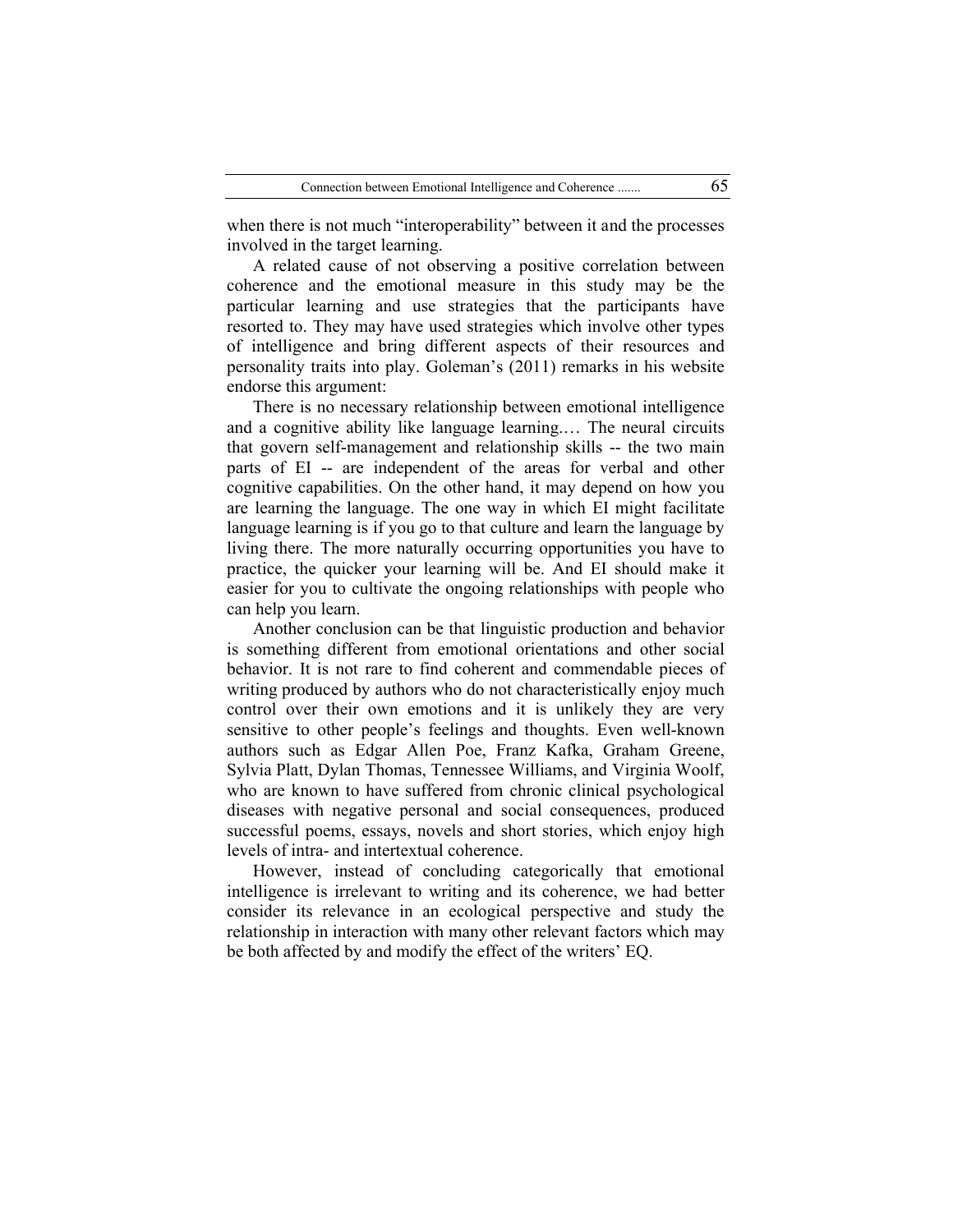when there is not much "interoperability" between it and the processes involved in the target learning.

A related cause of not observing a positive correlation between coherence and the emotional measure in this study may be the particular learning and use strategies that the participants have resorted to. They may have used strategies which involve other types of intelligence and bring different aspects of their resources and personality traits into play. Goleman's (2011) remarks in his website endorse this argument:

There is no necessary relationship between emotional intelligence and a cognitive ability like language learning.… The neural circuits that govern self-management and relationship skills -- the two main parts of EI -- are independent of the areas for verbal and other cognitive capabilities. On the other hand, it may depend on how you are learning the language. The one way in which EI might facilitate language learning is if you go to that culture and learn the language by living there. The more naturally occurring opportunities you have to practice, the quicker your learning will be. And EI should make it easier for you to cultivate the ongoing relationships with people who can help you learn.

Another conclusion can be that linguistic production and behavior is something different from emotional orientations and other social behavior. It is not rare to find coherent and commendable pieces of writing produced by authors who do not characteristically enjoy much control over their own emotions and it is unlikely they are very sensitive to other people's feelings and thoughts. Even well-known authors such as Edgar Allen Poe, Franz Kafka, Graham Greene, Sylvia Platt, Dylan Thomas, Tennessee Williams, and Virginia Woolf, who are known to have suffered from chronic clinical psychological diseases with negative personal and social consequences, produced successful poems, essays, novels and short stories, which enjoy high levels of intra- and intertextual coherence.

However, instead of concluding categorically that emotional intelligence is irrelevant to writing and its coherence, we had better consider its relevance in an ecological perspective and study the relationship in interaction with many other relevant factors which may be both affected by and modify the effect of the writers' EQ.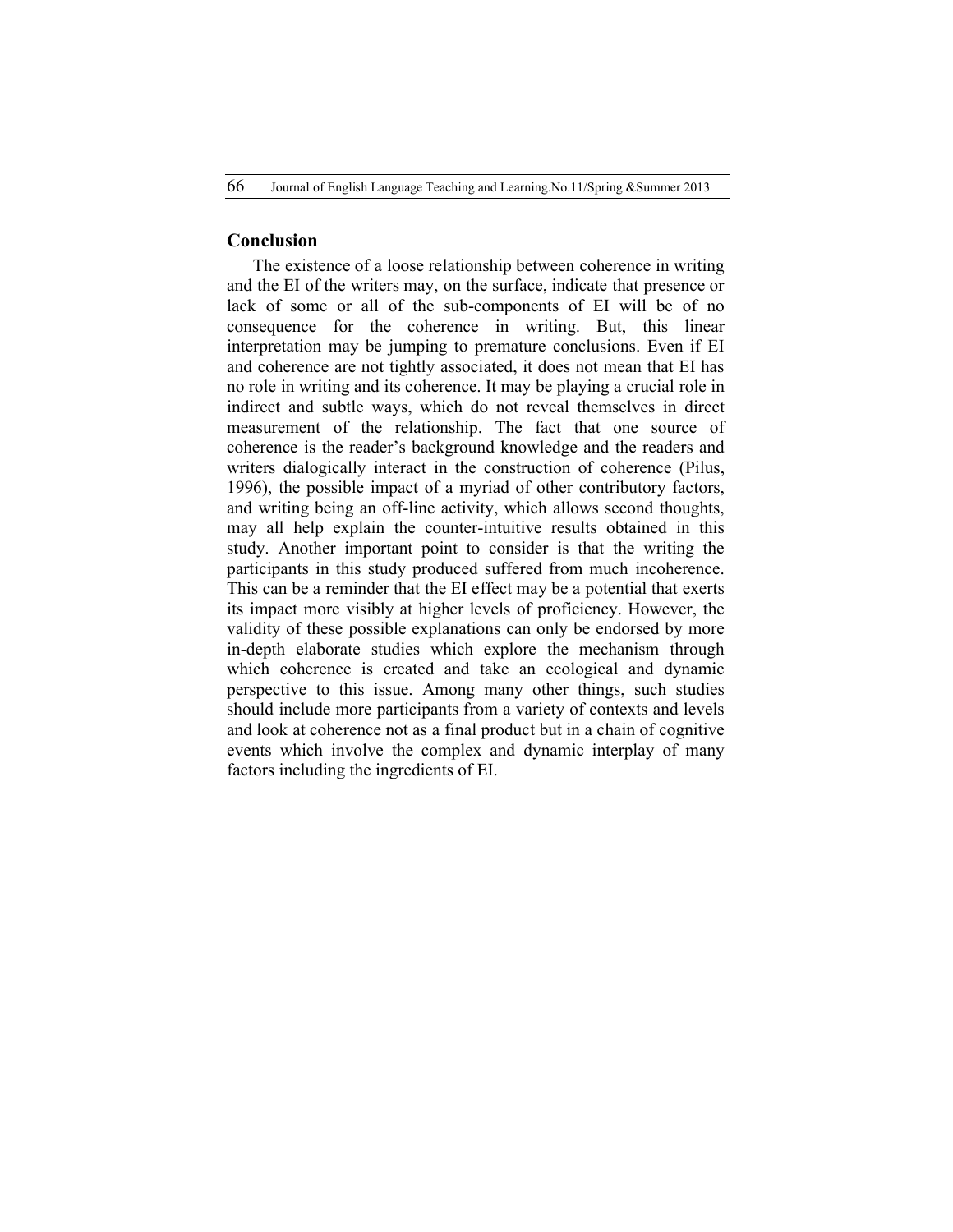## Conclusion

The existence of a loose relationship between coherence in writing and the EI of the writers may, on the surface, indicate that presence or lack of some or all of the sub-components of EI will be of no consequence for the coherence in writing. But, this linear interpretation may be jumping to premature conclusions. Even if EI and coherence are not tightly associated, it does not mean that EI has no role in writing and its coherence. It may be playing a crucial role in indirect and subtle ways, which do not reveal themselves in direct measurement of the relationship. The fact that one source of coherence is the reader's background knowledge and the readers and writers dialogically interact in the construction of coherence (Pilus, 1996), the possible impact of a myriad of other contributory factors, and writing being an off-line activity, which allows second thoughts, may all help explain the counter-intuitive results obtained in this study. Another important point to consider is that the writing the participants in this study produced suffered from much incoherence. This can be a reminder that the EI effect may be a potential that exerts its impact more visibly at higher levels of proficiency. However, the validity of these possible explanations can only be endorsed by more in-depth elaborate studies which explore the mechanism through which coherence is created and take an ecological and dynamic perspective to this issue. Among many other things, such studies should include more participants from a variety of contexts and levels and look at coherence not as a final product but in a chain of cognitive events which involve the complex and dynamic interplay of many factors including the ingredients of EI.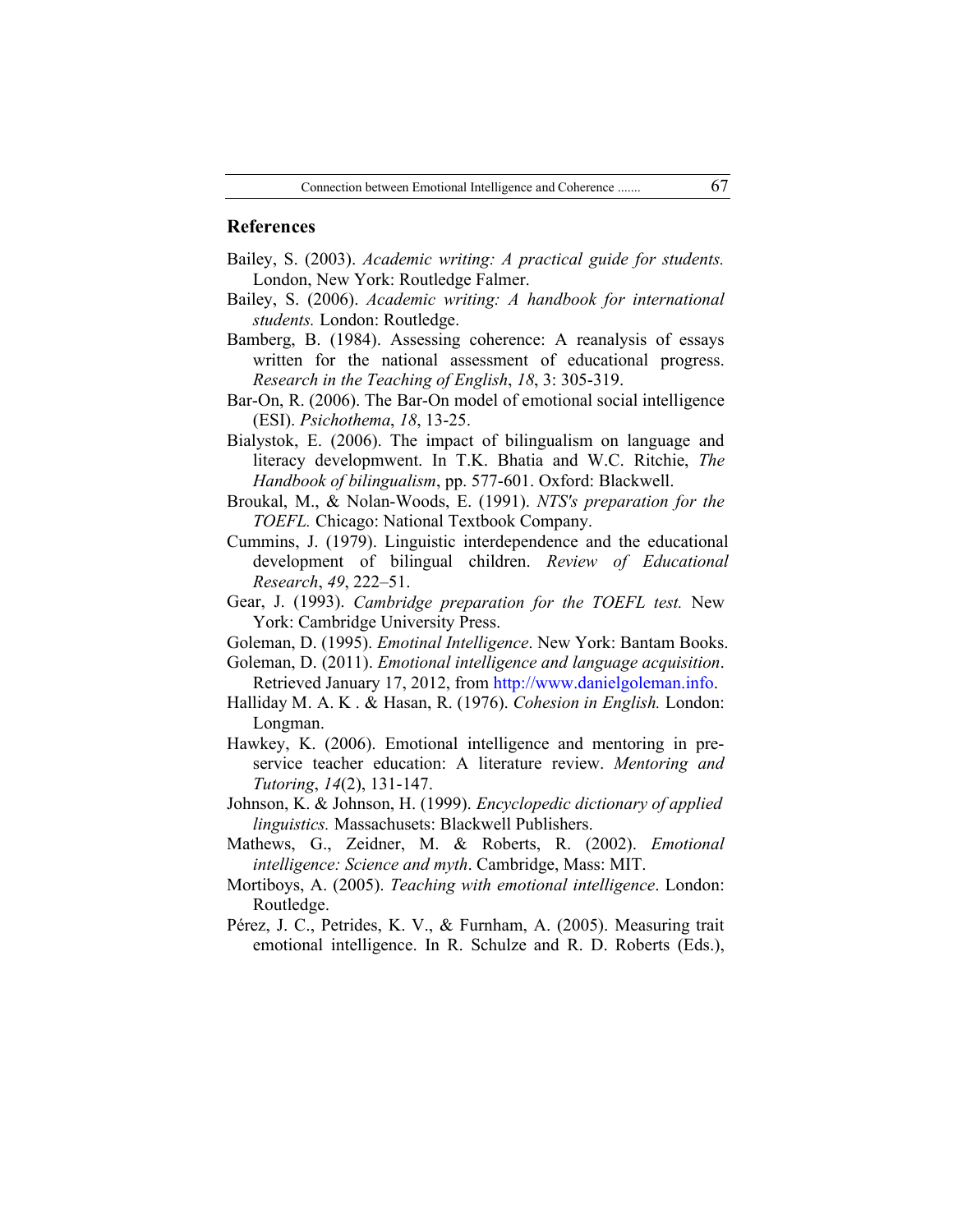## References

Bailey, S. (2003). *Academic writing: A practical guide for students.* London, New York: Routledge Falmer.

Bailey, S. (2006). *Academic writing: A handbook for international students.* London: Routledge.

Bamberg, B. (1984). Assessing coherence: A reanalysis of essays written for the national assessment of educational progress. *Research in the Teaching of English*, *18*, 3: 305-319.

Bar-On, R. (2006). The Bar-On model of emotional social intelligence (ESI). *Psichothema*, *18*, 13-25.

Bialystok, E. (2006). The impact of bilingualism on language and literacy developmwent. In T.K. Bhatia and W.C. Ritchie, *The Handbook of bilingualism*, pp. 577-601. Oxford: Blackwell.

Broukal, M., & Nolan-Woods, E. (1991). *NTS's preparation for the TOEFL.* Chicago: National Textbook Company.

Cummins, J. (1979). Linguistic interdependence and the educational development of bilingual children. *Review of Educational Research*, *49*, 222–51.

Gear, J. (1993). *Cambridge preparation for the TOEFL test.* New York: Cambridge University Press.

Goleman, D. (1995). *Emotinal Intelligence*. New York: Bantam Books.

Goleman, D. (2011). *Emotional intelligence and language acquisition*. Retrieved January 17, 2012, from http://www.danielgoleman.info.

Halliday M. A. K . & Hasan, R. (1976). *Cohesion in English.* London: Longman.

Hawkey, K. (2006). Emotional intelligence and mentoring in pre-service teacher education: A literature review. *Mentoring and Tutoring*, *14*(2), 131-147.

Johnson, K. & Johnson, H. (1999). *Encyclopedic dictionary of applied linguistics.* Massachusets: Blackwell Publishers.

Mathews, G., Zeidner, M. & Roberts, R. (2002). *Emotional intelligence: Science and myth*. Cambridge, Mass: MIT.

Mortiboys, A. (2005). *Teaching with emotional intelligence*. London: Routledge.

Pérez, J. C., Petrides, K. V., & Furnham, A. (2005). Measuring trait emotional intelligence. In R. Schulze and R. D. Roberts (Eds.),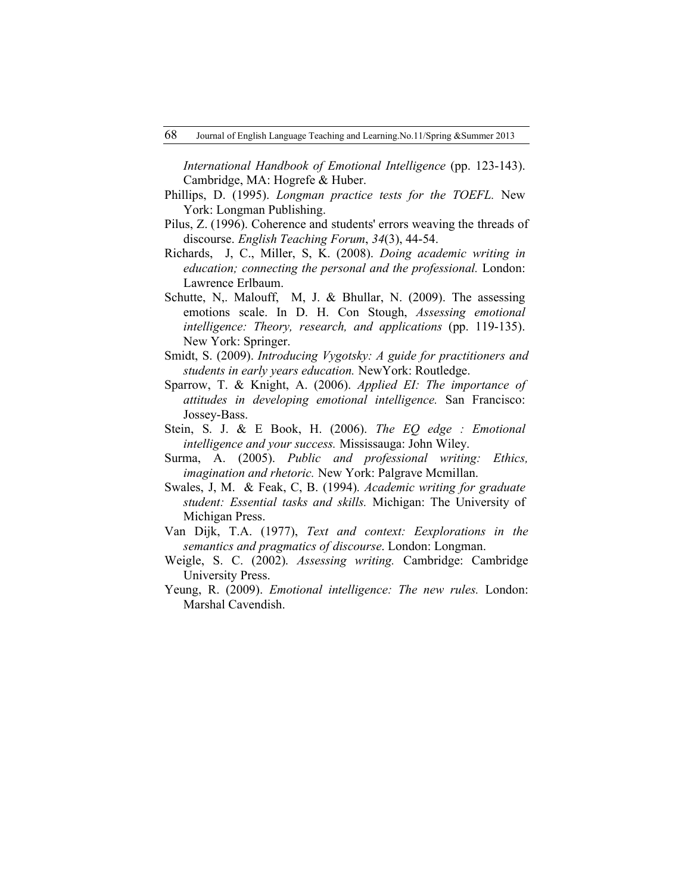*International Handbook of Emotional Intelligence* (pp. 123-143). Cambridge, MA: Hogrefe & Huber.

Phillips, D. (1995). *Longman practice tests for the TOEFL.* New York: Longman Publishing.

Pilus, Z. (1996). Coherence and students' errors weaving the threads of discourse. *English Teaching Forum*, *34*(3), 44-54.

Richards, J, C., Miller, S, K. (2008). *Doing academic writing in education; connecting the personal and the professional.* London: Lawrence Erlbaum.

Schutte, N,. Malouff, M, J. & Bhullar, N. (2009). The assessing emotions scale. In D. H. Con Stough, *Assessing emotional intelligence: Theory, research, and applications* (pp. 119-135). New York: Springer.

Smidt, S. (2009). *Introducing Vygotsky: A guide for practitioners and students in early years education.* NewYork: Routledge.

Sparrow, T. & Knight, A. (2006). *Applied EI: The importance of attitudes in developing emotional intelligence.* San Francisco: Jossey-Bass.

Stein, S. J. & E Book, H. (2006). *The EQ edge : Emotional intelligence and your success.* Mississauga: John Wiley.

Surma, A. (2005). *Public and professional writing: Ethics, imagination and rhetoric.* New York: Palgrave Mcmillan.

Swales, J, M. & Feak, C, B. (1994). *Academic writing for graduate student: Essential tasks and skills.* Michigan: The University of Michigan Press.

Van Dijk, T.A. (1977), *Text and context: Eexplorations in the semantics and pragmatics of discourse*. London: Longman.

Weigle, S. C. (2002). *Assessing writing.* Cambridge: Cambridge University Press.

Yeung, R. (2009). *Emotional intelligence: The new rules.* London: Marshal Cavendish.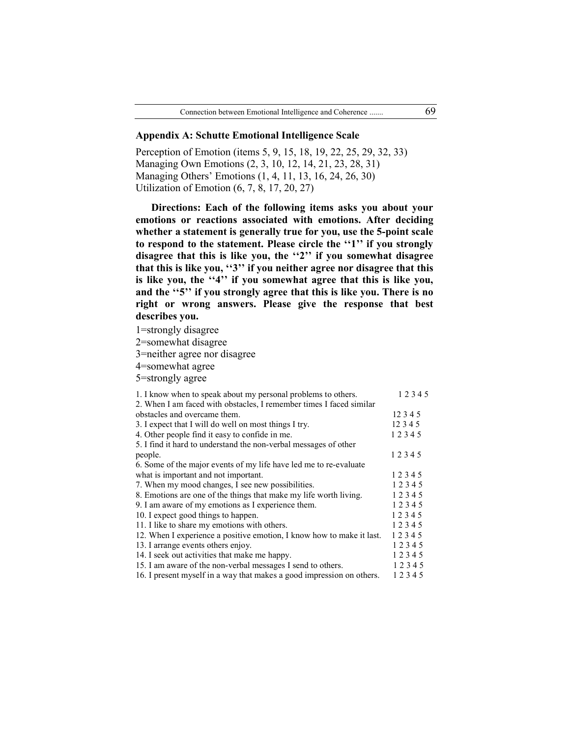## Appendix A: Schutte Emotional Intelligence Scale

Perception of Emotion (items 5, 9, 15, 18, 19, 22, 25, 29, 32, 33)
Managing Own Emotions (2, 3, 10, 12, 14, 21, 23, 28, 31)
Managing Others' Emotions (1, 4, 11, 13, 16, 24, 26, 30)
Utilization of Emotion (6, 7, 8, 17, 20, 27)

**Directions: Each of the following items asks you about your emotions or reactions associated with emotions. After deciding whether a statement is generally true for you, use the 5-point scale to respond to the statement. Please circle the ''1'' if you strongly disagree that this is like you, the ''2'' if you somewhat disagree that this is like you, ''3'' if you neither agree nor disagree that this is like you, the ''4'' if you somewhat agree that this is like you, and the ''5'' if you strongly agree that this is like you. There is no right or wrong answers. Please give the response that best describes you.**

1=strongly disagree
2=somewhat disagree
3=neither agree nor disagree
4=somewhat agree
5=strongly agree

| | |
|---|---|
| 1. I know when to speak about my personal problems to others. | 1 2 3 4 5 |
| 2. When I am faced with obstacles, I remember times I faced similar obstacles and overcame them. | 12 3 4 5 |
| 3. I expect that I will do well on most things I try. | 12 3 4 5 |
| 4. Other people find it easy to confide in me. | 1 2 3 4 5 |
| 5. I find it hard to understand the non-verbal messages of other people. | 1 2 3 4 5 |
| 6. Some of the major events of my life have led me to re-evaluate what is important and not important. | 1 2 3 4 5 |
| 7. When my mood changes, I see new possibilities. | 1 2 3 4 5 |
| 8. Emotions are one of the things that make my life worth living. | 1 2 3 4 5 |
| 9. I am aware of my emotions as I experience them. | 1 2 3 4 5 |
| 10. I expect good things to happen. | 1 2 3 4 5 |
| 11. I like to share my emotions with others. | 1 2 3 4 5 |
| 12. When I experience a positive emotion, I know how to make it last. | 1 2 3 4 5 |
| 13. I arrange events others enjoy. | 1 2 3 4 5 |
| 14. I seek out activities that make me happy. | 1 2 3 4 5 |
| 15. I am aware of the non-verbal messages I send to others. | 1 2 3 4 5 |
| 16. I present myself in a way that makes a good impression on others. | 1 2 3 4 5 |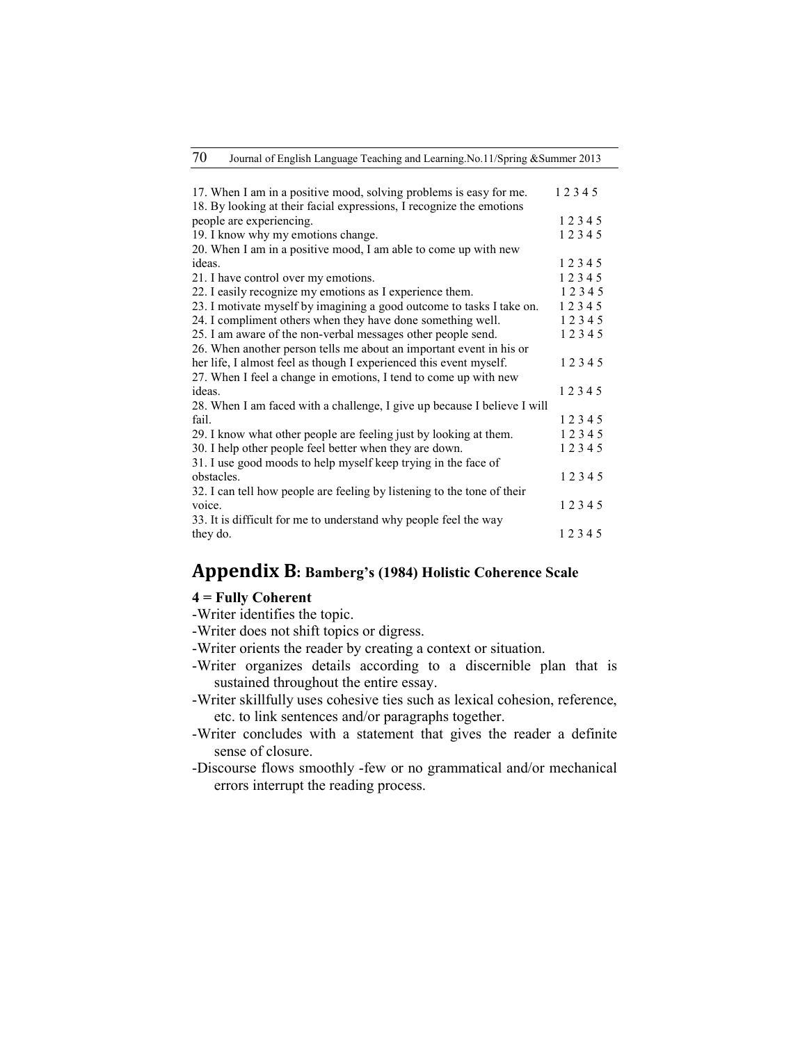17. When I am in a positive mood, solving problems is easy for me. 1 2 3 4 5
18. By looking at their facial expressions, I recognize the emotions people are experiencing. 1 2 3 4 5
19. I know why my emotions change. 1 2 3 4 5
20. When I am in a positive mood, I am able to come up with new ideas. 1 2 3 4 5
21. I have control over my emotions. 1 2 3 4 5
22. I easily recognize my emotions as I experience them. 1 2 3 4 5
23. I motivate myself by imagining a good outcome to tasks I take on. 1 2 3 4 5
24. I compliment others when they have done something well. 1 2 3 4 5
25. I am aware of the non-verbal messages other people send. 1 2 3 4 5
26. When another person tells me about an important event in his or her life, I almost feel as though I experienced this event myself. 1 2 3 4 5
27. When I feel a change in emotions, I tend to come up with new ideas. 1 2 3 4 5
28. When I am faced with a challenge, I give up because I believe I will fail. 1 2 3 4 5
29. I know what other people are feeling just by looking at them. 1 2 3 4 5
30. I help other people feel better when they are down. 1 2 3 4 5
31. I use good moods to help myself keep trying in the face of obstacles. 1 2 3 4 5
32. I can tell how people are feeling by listening to the tone of their voice. 1 2 3 4 5
33. It is difficult for me to understand why people feel the way they do. 1 2 3 4 5

## Appendix B: Bamberg's (1984) Holistic Coherence Scale

**4 = Fully Coherent**

- Writer identifies the topic.
- Writer does not shift topics or digress.
- Writer orients the reader by creating a context or situation.
- Writer organizes details according to a discernible plan that is sustained throughout the entire essay.
- Writer skillfully uses cohesive ties such as lexical cohesion, reference, etc. to link sentences and/or paragraphs together.
- Writer concludes with a statement that gives the reader a definite sense of closure.
- Discourse flows smoothly -few or no grammatical and/or mechanical errors interrupt the reading process.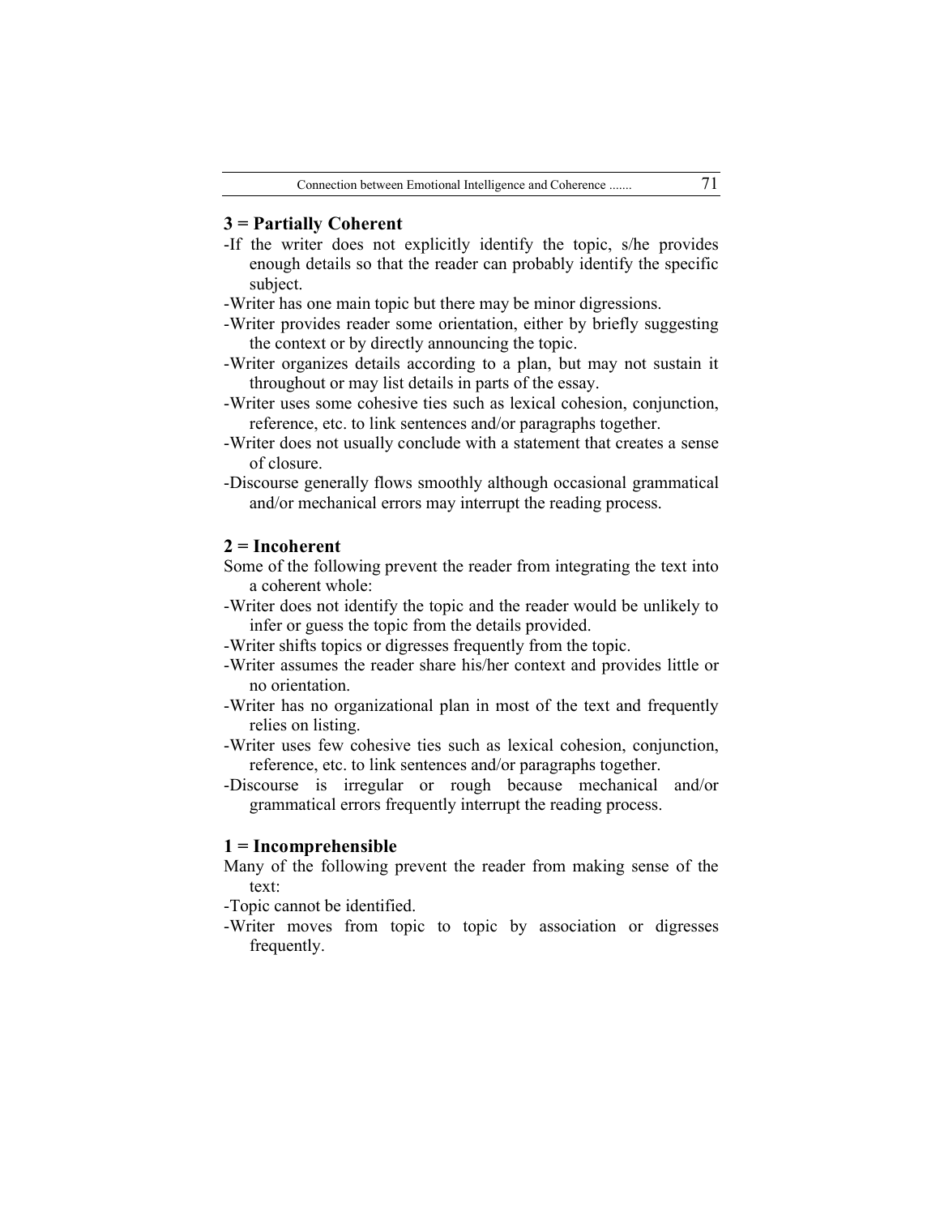### 3 = Partially Coherent

-If the writer does not explicitly identify the topic, s/he provides enough details so that the reader can probably identify the specific subject.

-Writer has one main topic but there may be minor digressions.

-Writer provides reader some orientation, either by briefly suggesting the context or by directly announcing the topic.

-Writer organizes details according to a plan, but may not sustain it throughout or may list details in parts of the essay.

-Writer uses some cohesive ties such as lexical cohesion, conjunction, reference, etc. to link sentences and/or paragraphs together.

-Writer does not usually conclude with a statement that creates a sense of closure.

-Discourse generally flows smoothly although occasional grammatical and/or mechanical errors may interrupt the reading process.

### 2 = Incoherent

Some of the following prevent the reader from integrating the text into a coherent whole:

-Writer does not identify the topic and the reader would be unlikely to infer or guess the topic from the details provided.

-Writer shifts topics or digresses frequently from the topic.

-Writer assumes the reader share his/her context and provides little or no orientation.

-Writer has no organizational plan in most of the text and frequently relies on listing.

-Writer uses few cohesive ties such as lexical cohesion, conjunction, reference, etc. to link sentences and/or paragraphs together.

-Discourse is irregular or rough because mechanical and/or grammatical errors frequently interrupt the reading process.

### 1 = Incomprehensible

Many of the following prevent the reader from making sense of the text:

-Topic cannot be identified.

-Writer moves from topic to topic by association or digresses frequently.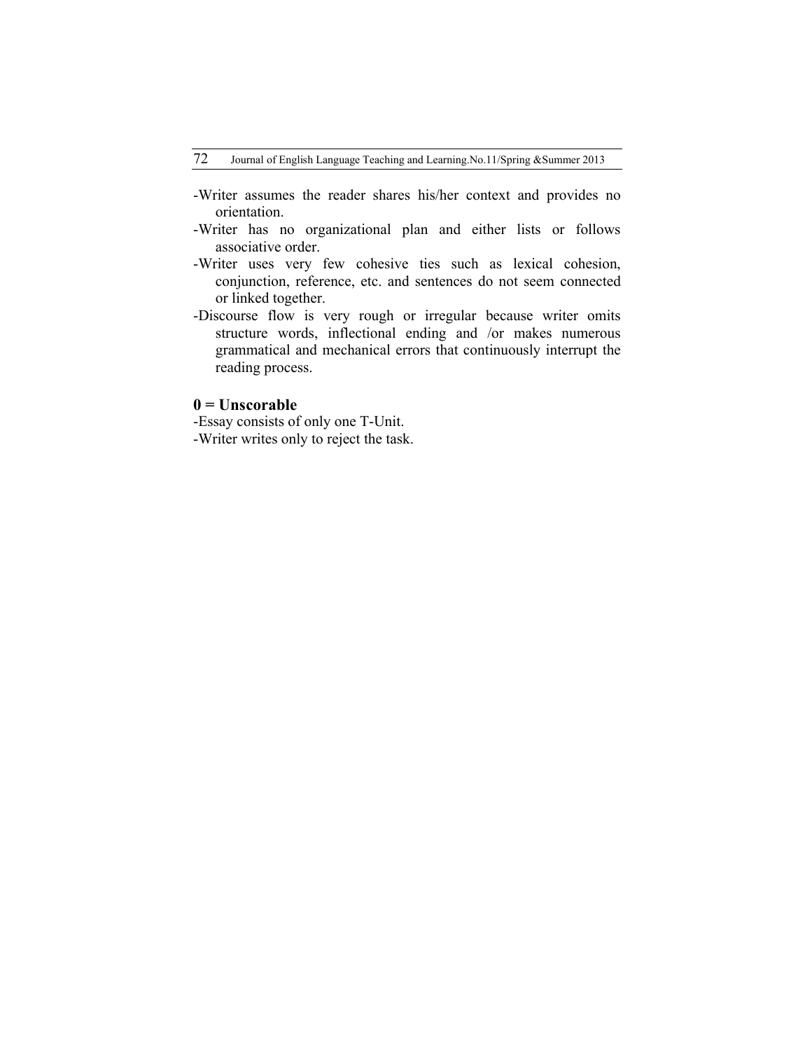- Writer assumes the reader shares his/her context and provides no orientation.
- Writer has no organizational plan and either lists or follows associative order.
- Writer uses very few cohesive ties such as lexical cohesion, conjunction, reference, etc. and sentences do not seem connected or linked together.
- Discourse flow is very rough or irregular because writer omits structure words, inflectional ending and /or makes numerous grammatical and mechanical errors that continuously interrupt the reading process.

**0 = Unscorable**

- Essay consists of only one T-Unit.
- Writer writes only to reject the task.